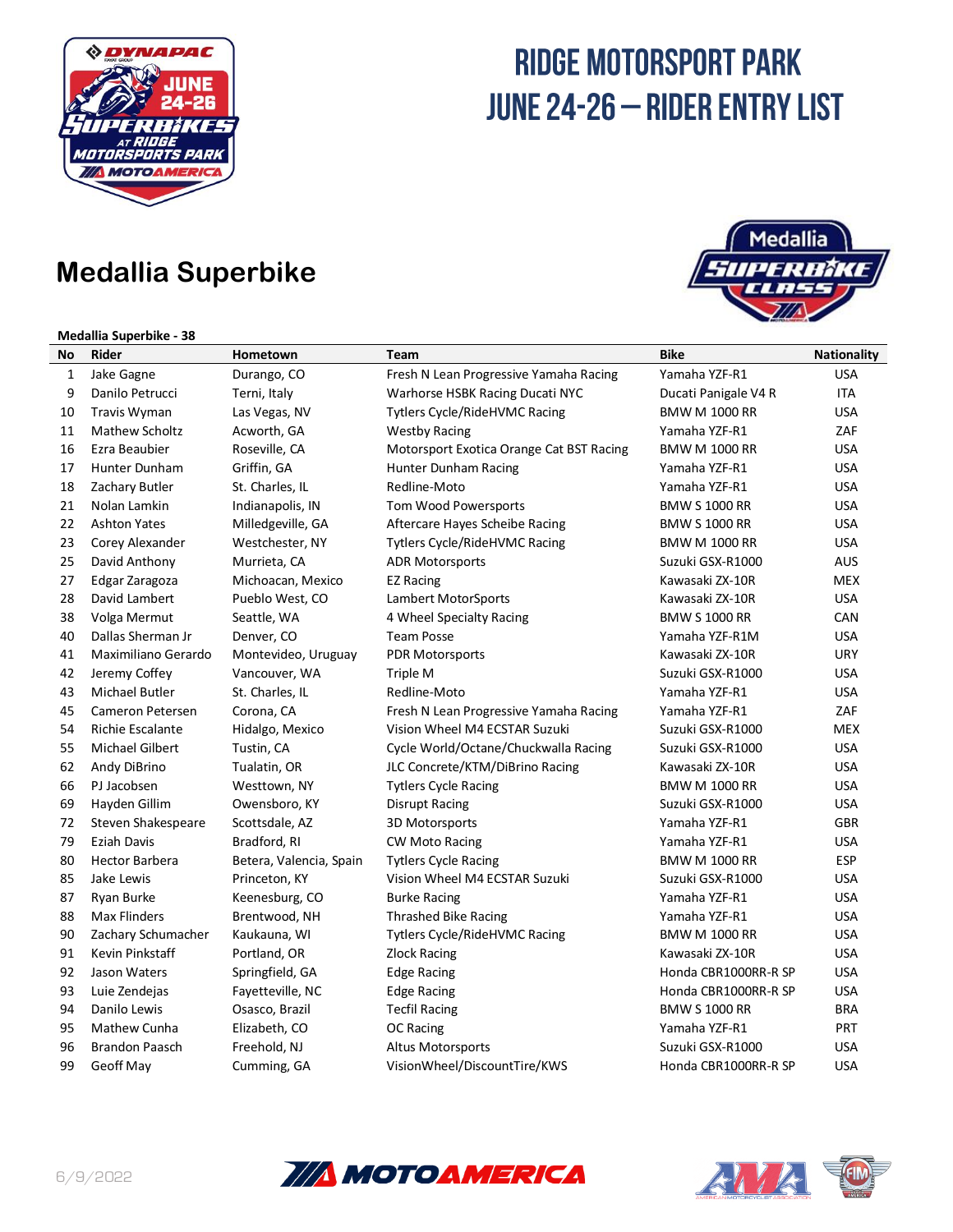# RIDGE MOTORSPORT PARK
# JUNE 24-26 – RIDER ENTRY LIST

## Medallia Superbike

**Medallia Superbike - 38**

| No | Rider | Hometown | Team | Bike | Nationality |
|---|---|---|---|---|---|
| 1 | Jake Gagne | Durango, CO | Fresh N Lean Progressive Yamaha Racing | Yamaha YZF-R1 | USA |
| 9 | Danilo Petrucci | Terni, Italy | Warhorse HSBK Racing Ducati NYC | Ducati Panigale V4 R | ITA |
| 10 | Travis Wyman | Las Vegas, NV | Tytlers Cycle/RideHVMC Racing | BMW M 1000 RR | USA |
| 11 | Mathew Scholtz | Acworth, GA | Westby Racing | Yamaha YZF-R1 | ZAF |
| 16 | Ezra Beaubier | Roseville, CA | Motorsport Exotica Orange Cat BST Racing | BMW M 1000 RR | USA |
| 17 | Hunter Dunham | Griffin, GA | Hunter Dunham Racing | Yamaha YZF-R1 | USA |
| 18 | Zachary Butler | St. Charles, IL | Redline-Moto | Yamaha YZF-R1 | USA |
| 21 | Nolan Lamkin | Indianapolis, IN | Tom Wood Powersports | BMW S 1000 RR | USA |
| 22 | Ashton Yates | Milledgeville, GA | Aftercare Hayes Scheibe Racing | BMW S 1000 RR | USA |
| 23 | Corey Alexander | Westchester, NY | Tytlers Cycle/RideHVMC Racing | BMW M 1000 RR | USA |
| 25 | David Anthony | Murrieta, CA | ADR Motorsports | Suzuki GSX-R1000 | AUS |
| 27 | Edgar Zaragoza | Michoacan, Mexico | EZ Racing | Kawasaki ZX-10R | MEX |
| 28 | David Lambert | Pueblo West, CO | Lambert MotorSports | Kawasaki ZX-10R | USA |
| 38 | Volga Mermut | Seattle, WA | 4 Wheel Specialty Racing | BMW S 1000 RR | CAN |
| 40 | Dallas Sherman Jr | Denver, CO | Team Posse | Yamaha YZF-R1M | USA |
| 41 | Maximiliano Gerardo | Montevideo, Uruguay | PDR Motorsports | Kawasaki ZX-10R | URY |
| 42 | Jeremy Coffey | Vancouver, WA | Triple M | Suzuki GSX-R1000 | USA |
| 43 | Michael Butler | St. Charles, IL | Redline-Moto | Yamaha YZF-R1 | USA |
| 45 | Cameron Petersen | Corona, CA | Fresh N Lean Progressive Yamaha Racing | Yamaha YZF-R1 | ZAF |
| 54 | Richie Escalante | Hidalgo, Mexico | Vision Wheel M4 ECSTAR Suzuki | Suzuki GSX-R1000 | MEX |
| 55 | Michael Gilbert | Tustin, CA | Cycle World/Octane/Chuckwalla Racing | Suzuki GSX-R1000 | USA |
| 62 | Andy DiBrino | Tualatin, OR | JLC Concrete/KTM/DiBrino Racing | Kawasaki ZX-10R | USA |
| 66 | PJ Jacobsen | Westtown, NY | Tytlers Cycle Racing | BMW M 1000 RR | USA |
| 69 | Hayden Gillim | Owensboro, KY | Disrupt Racing | Suzuki GSX-R1000 | USA |
| 72 | Steven Shakespeare | Scottsdale, AZ | 3D Motorsports | Yamaha YZF-R1 | GBR |
| 79 | Eziah Davis | Bradford, RI | CW Moto Racing | Yamaha YZF-R1 | USA |
| 80 | Hector Barbera | Betera, Valencia, Spain | Tytlers Cycle Racing | BMW M 1000 RR | ESP |
| 85 | Jake Lewis | Princeton, KY | Vision Wheel M4 ECSTAR Suzuki | Suzuki GSX-R1000 | USA |
| 87 | Ryan Burke | Keenesburg, CO | Burke Racing | Yamaha YZF-R1 | USA |
| 88 | Max Flinders | Brentwood, NH | Thrashed Bike Racing | Yamaha YZF-R1 | USA |
| 90 | Zachary Schumacher | Kaukauna, WI | Tytlers Cycle/RideHVMC Racing | BMW M 1000 RR | USA |
| 91 | Kevin Pinkstaff | Portland, OR | Zlock Racing | Kawasaki ZX-10R | USA |
| 92 | Jason Waters | Springfield, GA | Edge Racing | Honda CBR1000RR-R SP | USA |
| 93 | Luie Zendejas | Fayetteville, NC | Edge Racing | Honda CBR1000RR-R SP | USA |
| 94 | Danilo Lewis | Osasco, Brazil | Tecfil Racing | BMW S 1000 RR | BRA |
| 95 | Mathew Cunha | Elizabeth, CO | OC Racing | Yamaha YZF-R1 | PRT |
| 96 | Brandon Paasch | Freehold, NJ | Altus Motorsports | Suzuki GSX-R1000 | USA |
| 99 | Geoff May | Cumming, GA | VisionWheel/DiscountTire/KWS | Honda CBR1000RR-R SP | USA |

6/9/2022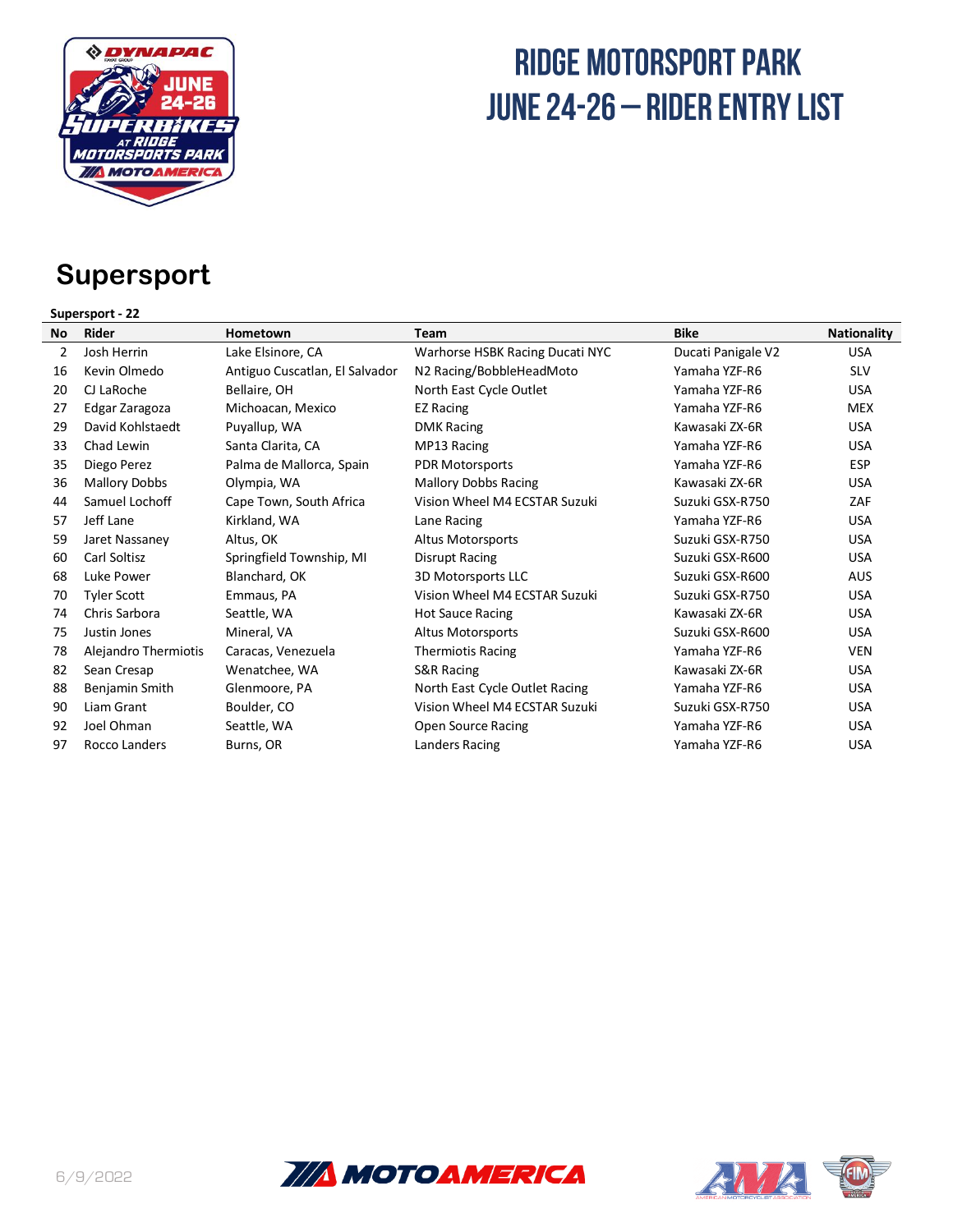# RIDGE MOTORSPORT PARK
# JUNE 24-26 – RIDER ENTRY LIST

## Supersport

**Supersport - 22**

| No | Rider | Hometown | Team | Bike | Nationality |
|---|---|---|---|---|---|
| 2 | Josh Herrin | Lake Elsinore, CA | Warhorse HSBK Racing Ducati NYC | Ducati Panigale V2 | USA |
| 16 | Kevin Olmedo | Antiguo Cuscatlan, El Salvador | N2 Racing/BobbleHeadMoto | Yamaha YZF-R6 | SLV |
| 20 | CJ LaRoche | Bellaire, OH | North East Cycle Outlet | Yamaha YZF-R6 | USA |
| 27 | Edgar Zaragoza | Michoacan, Mexico | EZ Racing | Yamaha YZF-R6 | MEX |
| 29 | David Kohlstaedt | Puyallup, WA | DMK Racing | Kawasaki ZX-6R | USA |
| 33 | Chad Lewin | Santa Clarita, CA | MP13 Racing | Yamaha YZF-R6 | USA |
| 35 | Diego Perez | Palma de Mallorca, Spain | PDR Motorsports | Yamaha YZF-R6 | ESP |
| 36 | Mallory Dobbs | Olympia, WA | Mallory Dobbs Racing | Kawasaki ZX-6R | USA |
| 44 | Samuel Lochoff | Cape Town, South Africa | Vision Wheel M4 ECSTAR Suzuki | Suzuki GSX-R750 | ZAF |
| 57 | Jeff Lane | Kirkland, WA | Lane Racing | Yamaha YZF-R6 | USA |
| 59 | Jaret Nassaney | Altus, OK | Altus Motorsports | Suzuki GSX-R750 | USA |
| 60 | Carl Soltisz | Springfield Township, MI | Disrupt Racing | Suzuki GSX-R600 | USA |
| 68 | Luke Power | Blanchard, OK | 3D Motorsports LLC | Suzuki GSX-R600 | AUS |
| 70 | Tyler Scott | Emmaus, PA | Vision Wheel M4 ECSTAR Suzuki | Suzuki GSX-R750 | USA |
| 74 | Chris Sarbora | Seattle, WA | Hot Sauce Racing | Kawasaki ZX-6R | USA |
| 75 | Justin Jones | Mineral, VA | Altus Motorsports | Suzuki GSX-R600 | USA |
| 78 | Alejandro Thermiotis | Caracas, Venezuela | Thermiotis Racing | Yamaha YZF-R6 | VEN |
| 82 | Sean Cresap | Wenatchee, WA | S&R Racing | Kawasaki ZX-6R | USA |
| 88 | Benjamin Smith | Glenmoore, PA | North East Cycle Outlet Racing | Yamaha YZF-R6 | USA |
| 90 | Liam Grant | Boulder, CO | Vision Wheel M4 ECSTAR Suzuki | Suzuki GSX-R750 | USA |
| 92 | Joel Ohman | Seattle, WA | Open Source Racing | Yamaha YZF-R6 | USA |
| 97 | Rocco Landers | Burns, OR | Landers Racing | Yamaha YZF-R6 | USA |

6/9/2022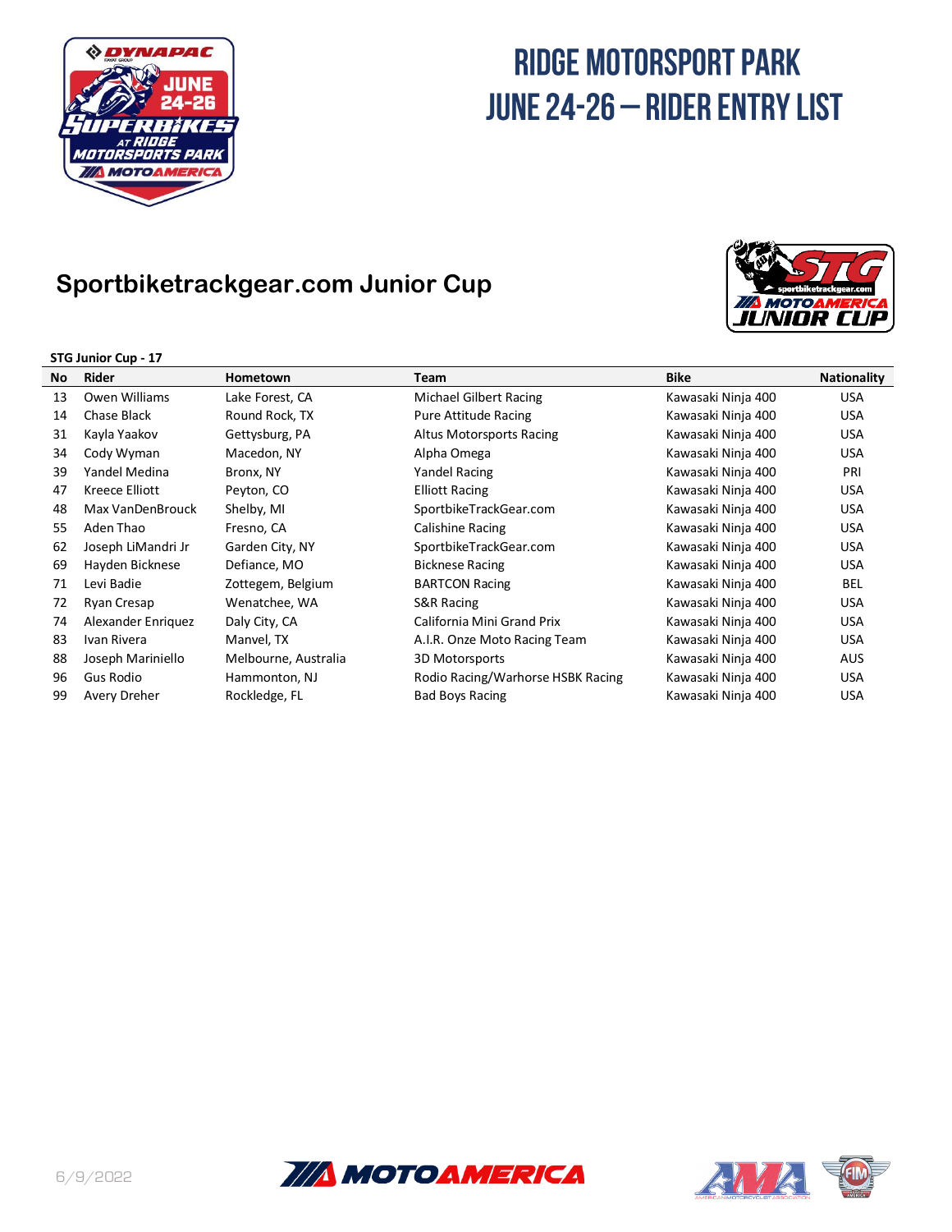# RIDGE MOTORSPORT PARK
# JUNE 24-26 – RIDER ENTRY LIST

## Sportbiketrackgear.com Junior Cup

**STG Junior Cup - 17**

| No | Rider | Hometown | Team | Bike | Nationality |
|---|---|---|---|---|---|
| 13 | Owen Williams | Lake Forest, CA | Michael Gilbert Racing | Kawasaki Ninja 400 | USA |
| 14 | Chase Black | Round Rock, TX | Pure Attitude Racing | Kawasaki Ninja 400 | USA |
| 31 | Kayla Yaakov | Gettysburg, PA | Altus Motorsports Racing | Kawasaki Ninja 400 | USA |
| 34 | Cody Wyman | Macedon, NY | Alpha Omega | Kawasaki Ninja 400 | USA |
| 39 | Yandel Medina | Bronx, NY | Yandel Racing | Kawasaki Ninja 400 | PRI |
| 47 | Kreece Elliott | Peyton, CO | Elliott Racing | Kawasaki Ninja 400 | USA |
| 48 | Max VanDenBrouck | Shelby, MI | SportbikeTrackGear.com | Kawasaki Ninja 400 | USA |
| 55 | Aden Thao | Fresno, CA | Calishine Racing | Kawasaki Ninja 400 | USA |
| 62 | Joseph LiMandri Jr | Garden City, NY | SportbikeTrackGear.com | Kawasaki Ninja 400 | USA |
| 69 | Hayden Bicknese | Defiance, MO | Bicknese Racing | Kawasaki Ninja 400 | USA |
| 71 | Levi Badie | Zottegem, Belgium | BARTCON Racing | Kawasaki Ninja 400 | BEL |
| 72 | Ryan Cresap | Wenatchee, WA | S&R Racing | Kawasaki Ninja 400 | USA |
| 74 | Alexander Enriquez | Daly City, CA | California Mini Grand Prix | Kawasaki Ninja 400 | USA |
| 83 | Ivan Rivera | Manvel, TX | A.I.R. Onze Moto Racing Team | Kawasaki Ninja 400 | USA |
| 88 | Joseph Mariniello | Melbourne, Australia | 3D Motorsports | Kawasaki Ninja 400 | AUS |
| 96 | Gus Rodio | Hammonton, NJ | Rodio Racing/Warhorse HSBK Racing | Kawasaki Ninja 400 | USA |
| 99 | Avery Dreher | Rockledge, FL | Bad Boys Racing | Kawasaki Ninja 400 | USA |

6/9/2022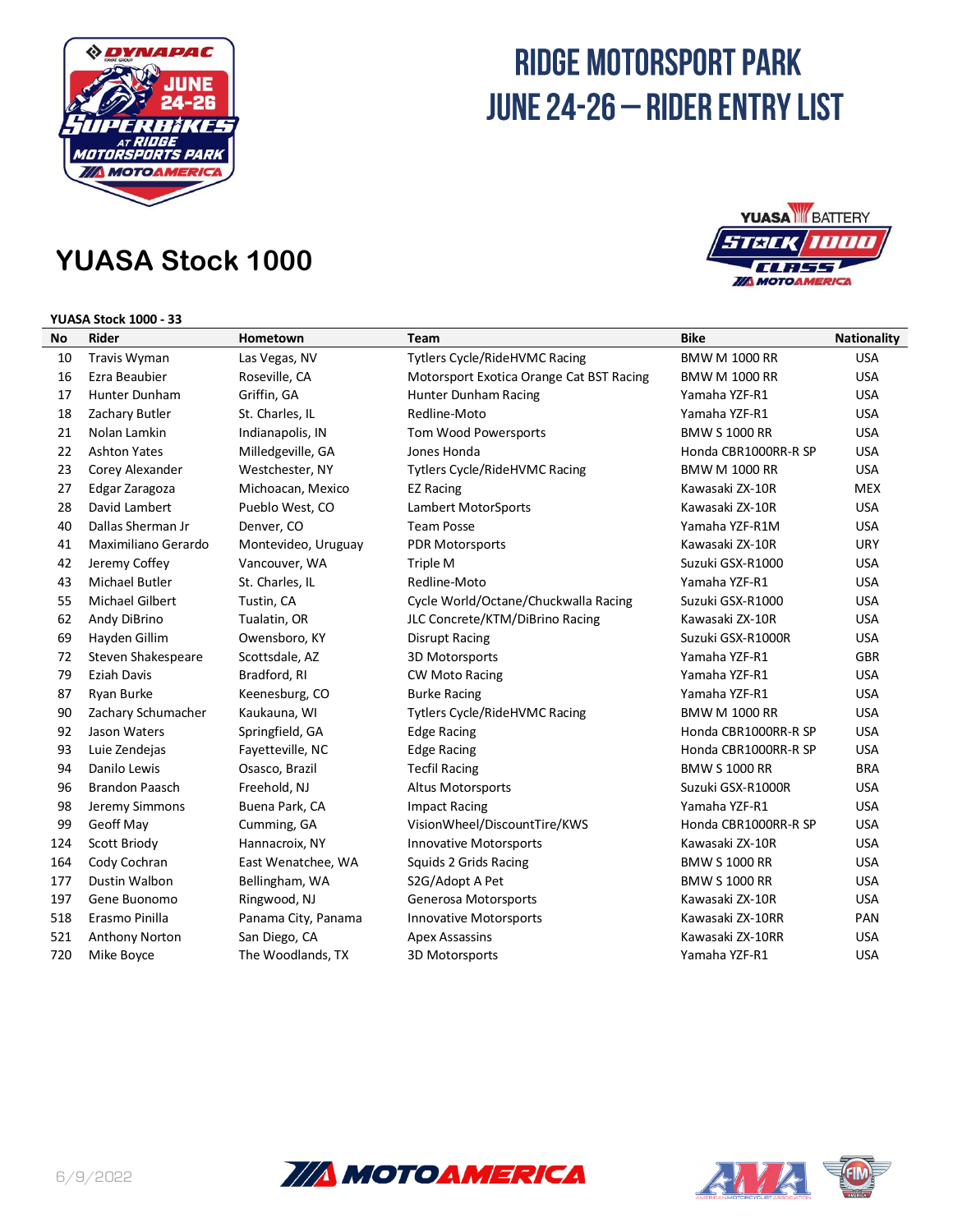# RIDGE MOTORSPORT PARK
# JUNE 24-26 – RIDER ENTRY LIST

## YUASA Stock 1000

**YUASA Stock 1000 - 33**

| No | Rider | Hometown | Team | Bike | Nationality |
|---|---|---|---|---|---|
| 10 | Travis Wyman | Las Vegas, NV | Tytlers Cycle/RideHVMC Racing | BMW M 1000 RR | USA |
| 16 | Ezra Beaubier | Roseville, CA | Motorsport Exotica Orange Cat BST Racing | BMW M 1000 RR | USA |
| 17 | Hunter Dunham | Griffin, GA | Hunter Dunham Racing | Yamaha YZF-R1 | USA |
| 18 | Zachary Butler | St. Charles, IL | Redline-Moto | Yamaha YZF-R1 | USA |
| 21 | Nolan Lamkin | Indianapolis, IN | Tom Wood Powersports | BMW S 1000 RR | USA |
| 22 | Ashton Yates | Milledgeville, GA | Jones Honda | Honda CBR1000RR-R SP | USA |
| 23 | Corey Alexander | Westchester, NY | Tytlers Cycle/RideHVMC Racing | BMW M 1000 RR | USA |
| 27 | Edgar Zaragoza | Michoacan, Mexico | EZ Racing | Kawasaki ZX-10R | MEX |
| 28 | David Lambert | Pueblo West, CO | Lambert MotorSports | Kawasaki ZX-10R | USA |
| 40 | Dallas Sherman Jr | Denver, CO | Team Posse | Yamaha YZF-R1M | USA |
| 41 | Maximiliano Gerardo | Montevideo, Uruguay | PDR Motorsports | Kawasaki ZX-10R | URY |
| 42 | Jeremy Coffey | Vancouver, WA | Triple M | Suzuki GSX-R1000 | USA |
| 43 | Michael Butler | St. Charles, IL | Redline-Moto | Yamaha YZF-R1 | USA |
| 55 | Michael Gilbert | Tustin, CA | Cycle World/Octane/Chuckwalla Racing | Suzuki GSX-R1000 | USA |
| 62 | Andy DiBrino | Tualatin, OR | JLC Concrete/KTM/DiBrino Racing | Kawasaki ZX-10R | USA |
| 69 | Hayden Gillim | Owensboro, KY | Disrupt Racing | Suzuki GSX-R1000R | USA |
| 72 | Steven Shakespeare | Scottsdale, AZ | 3D Motorsports | Yamaha YZF-R1 | GBR |
| 79 | Eziah Davis | Bradford, RI | CW Moto Racing | Yamaha YZF-R1 | USA |
| 87 | Ryan Burke | Keenesburg, CO | Burke Racing | Yamaha YZF-R1 | USA |
| 90 | Zachary Schumacher | Kaukauna, WI | Tytlers Cycle/RideHVMC Racing | BMW M 1000 RR | USA |
| 92 | Jason Waters | Springfield, GA | Edge Racing | Honda CBR1000RR-R SP | USA |
| 93 | Luie Zendejas | Fayetteville, NC | Edge Racing | Honda CBR1000RR-R SP | USA |
| 94 | Danilo Lewis | Osasco, Brazil | Tecfil Racing | BMW S 1000 RR | BRA |
| 96 | Brandon Paasch | Freehold, NJ | Altus Motorsports | Suzuki GSX-R1000R | USA |
| 98 | Jeremy Simmons | Buena Park, CA | Impact Racing | Yamaha YZF-R1 | USA |
| 99 | Geoff May | Cumming, GA | VisionWheel/DiscountTire/KWS | Honda CBR1000RR-R SP | USA |
| 124 | Scott Briody | Hannacroix, NY | Innovative Motorsports | Kawasaki ZX-10R | USA |
| 164 | Cody Cochran | East Wenatchee, WA | Squids 2 Grids Racing | BMW S 1000 RR | USA |
| 177 | Dustin Walbon | Bellingham, WA | S2G/Adopt A Pet | BMW S 1000 RR | USA |
| 197 | Gene Buonomo | Ringwood, NJ | Generosa Motorsports | Kawasaki ZX-10R | USA |
| 518 | Erasmo Pinilla | Panama City, Panama | Innovative Motorsports | Kawasaki ZX-10RR | PAN |
| 521 | Anthony Norton | San Diego, CA | Apex Assassins | Kawasaki ZX-10RR | USA |
| 720 | Mike Boyce | The Woodlands, TX | 3D Motorsports | Yamaha YZF-R1 | USA |

6/9/2022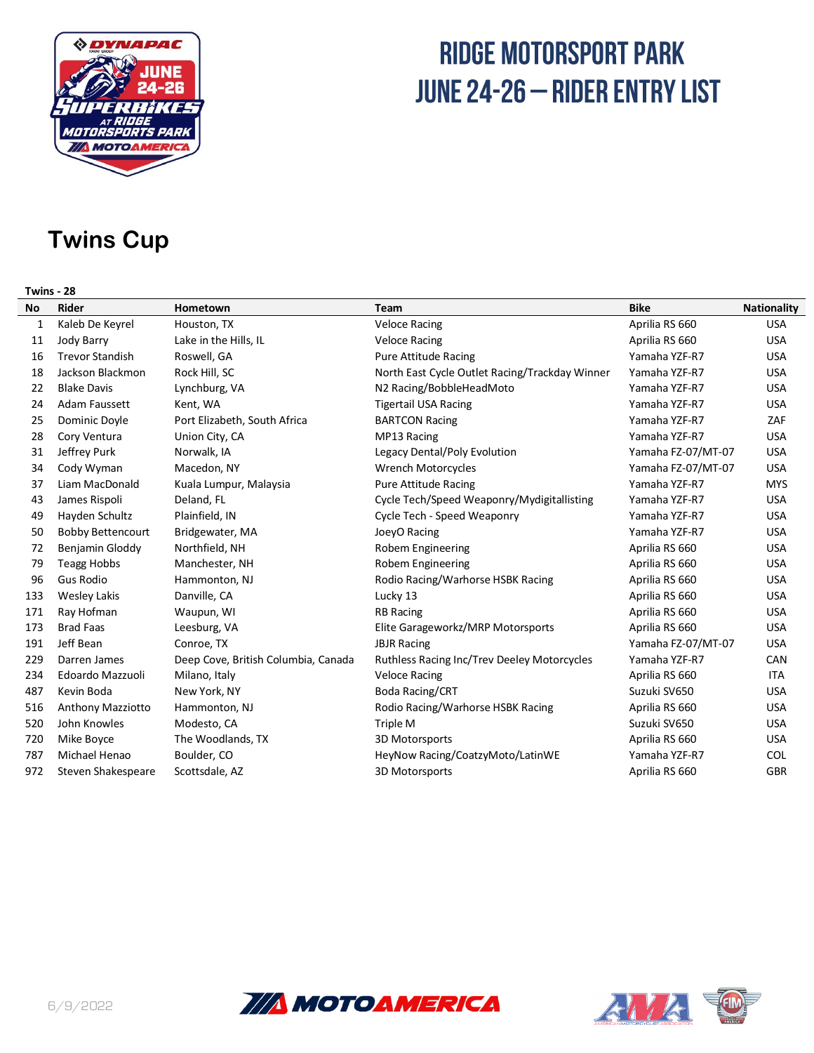# RIDGE MOTORSPORT PARK
# JUNE 24-26 – RIDER ENTRY LIST

## Twins Cup

**Twins - 28**

| No | Rider | Hometown | Team | Bike | Nationality |
|---|---|---|---|---|---|
| 1 | Kaleb De Keyrel | Houston, TX | Veloce Racing | Aprilia RS 660 | USA |
| 11 | Jody Barry | Lake in the Hills, IL | Veloce Racing | Aprilia RS 660 | USA |
| 16 | Trevor Standish | Roswell, GA | Pure Attitude Racing | Yamaha YZF-R7 | USA |
| 18 | Jackson Blackmon | Rock Hill, SC | North East Cycle Outlet Racing/Trackday Winner | Yamaha YZF-R7 | USA |
| 22 | Blake Davis | Lynchburg, VA | N2 Racing/BobbleHeadMoto | Yamaha YZF-R7 | USA |
| 24 | Adam Faussett | Kent, WA | Tigertail USA Racing | Yamaha YZF-R7 | USA |
| 25 | Dominic Doyle | Port Elizabeth, South Africa | BARTCON Racing | Yamaha YZF-R7 | ZAF |
| 28 | Cory Ventura | Union City, CA | MP13 Racing | Yamaha YZF-R7 | USA |
| 31 | Jeffrey Purk | Norwalk, IA | Legacy Dental/Poly Evolution | Yamaha FZ-07/MT-07 | USA |
| 34 | Cody Wyman | Macedon, NY | Wrench Motorcycles | Yamaha FZ-07/MT-07 | USA |
| 37 | Liam MacDonald | Kuala Lumpur, Malaysia | Pure Attitude Racing | Yamaha YZF-R7 | MYS |
| 43 | James Rispoli | Deland, FL | Cycle Tech/Speed Weaponry/Mydigitallisting | Yamaha YZF-R7 | USA |
| 49 | Hayden Schultz | Plainfield, IN | Cycle Tech - Speed Weaponry | Yamaha YZF-R7 | USA |
| 50 | Bobby Bettencourt | Bridgewater, MA | JoeyO Racing | Yamaha YZF-R7 | USA |
| 72 | Benjamin Gloddy | Northfield, NH | Robem Engineering | Aprilia RS 660 | USA |
| 79 | Teagg Hobbs | Manchester, NH | Robem Engineering | Aprilia RS 660 | USA |
| 96 | Gus Rodio | Hammonton, NJ | Rodio Racing/Warhorse HSBK Racing | Aprilia RS 660 | USA |
| 133 | Wesley Lakis | Danville, CA | Lucky 13 | Aprilia RS 660 | USA |
| 171 | Ray Hofman | Waupun, WI | RB Racing | Aprilia RS 660 | USA |
| 173 | Brad Faas | Leesburg, VA | Elite Garageworkz/MRP Motorsports | Aprilia RS 660 | USA |
| 191 | Jeff Bean | Conroe, TX | JBJR Racing | Yamaha FZ-07/MT-07 | USA |
| 229 | Darren James | Deep Cove, British Columbia, Canada | Ruthless Racing Inc/Trev Deeley Motorcycles | Yamaha YZF-R7 | CAN |
| 234 | Edoardo Mazzuoli | Milano, Italy | Veloce Racing | Aprilia RS 660 | ITA |
| 487 | Kevin Boda | New York, NY | Boda Racing/CRT | Suzuki SV650 | USA |
| 516 | Anthony Mazziotto | Hammonton, NJ | Rodio Racing/Warhorse HSBK Racing | Aprilia RS 660 | USA |
| 520 | John Knowles | Modesto, CA | Triple M | Suzuki SV650 | USA |
| 720 | Mike Boyce | The Woodlands, TX | 3D Motorsports | Aprilia RS 660 | USA |
| 787 | Michael Henao | Boulder, CO | HeyNow Racing/CoatzyMoto/LatinWE | Yamaha YZF-R7 | COL |
| 972 | Steven Shakespeare | Scottsdale, AZ | 3D Motorsports | Aprilia RS 660 | GBR |

6/9/2022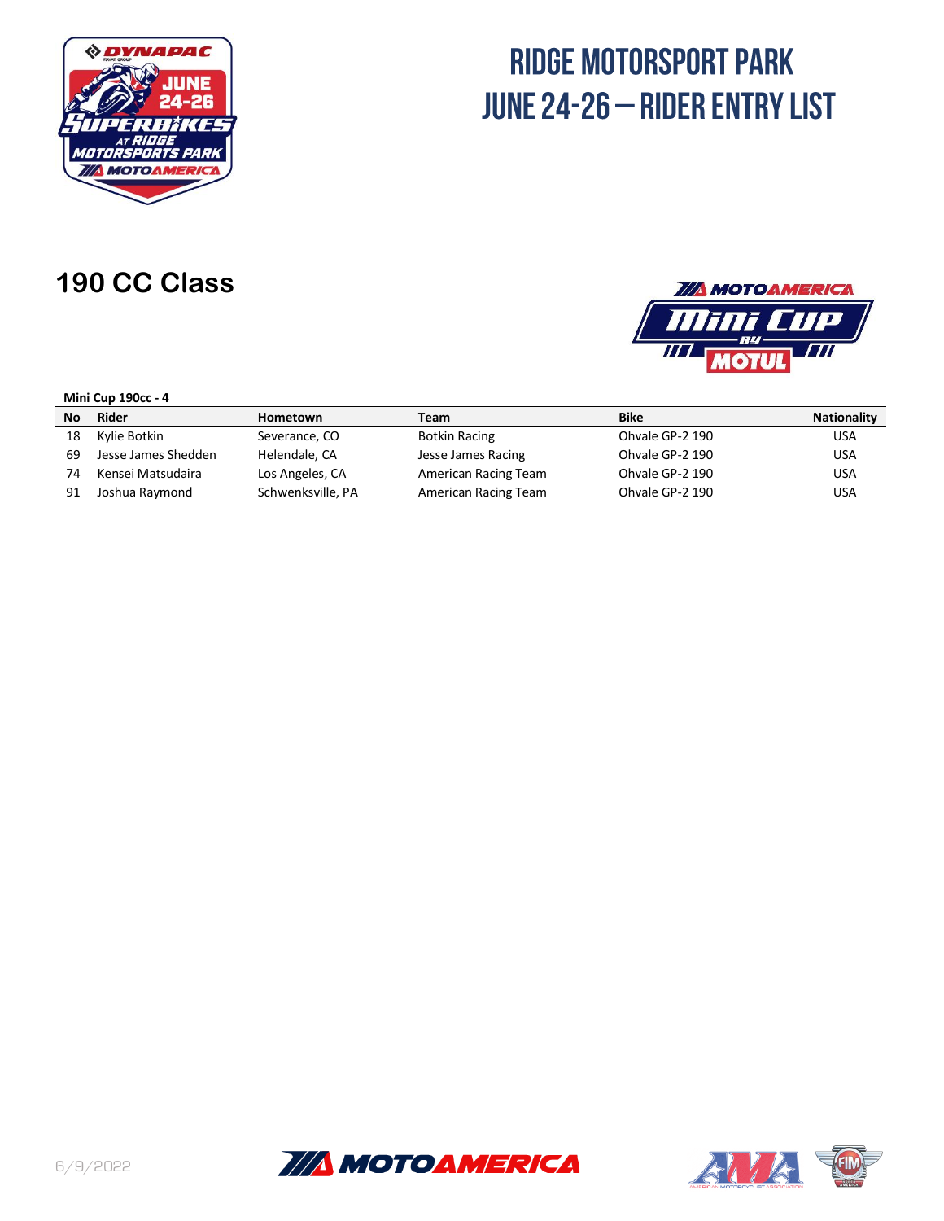# RIDGE MOTORSPORT PARK
# JUNE 24-26 – RIDER ENTRY LIST

## 190 CC Class

**Mini Cup 190cc - 4**

| No | Rider | Hometown | Team | Bike | Nationality |
|---|---|---|---|---|---|
| 18 | Kylie Botkin | Severance, CO | Botkin Racing | Ohvale GP-2 190 | USA |
| 69 | Jesse James Shedden | Helendale, CA | Jesse James Racing | Ohvale GP-2 190 | USA |
| 74 | Kensei Matsudaira | Los Angeles, CA | American Racing Team | Ohvale GP-2 190 | USA |
| 91 | Joshua Raymond | Schwenksville, PA | American Racing Team | Ohvale GP-2 190 | USA |

6/9/2022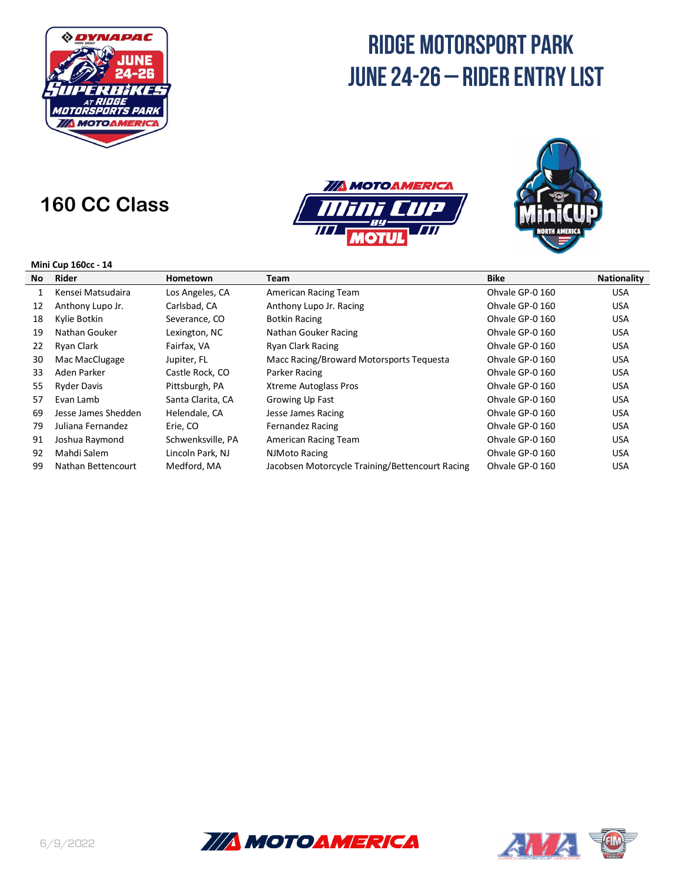# RIDGE MOTORSPORT PARK
# JUNE 24-26 – RIDER ENTRY LIST

## 160 CC Class

**Mini Cup 160cc - 14**

| No | Rider | Hometown | Team | Bike | Nationality |
|---|---|---|---|---|---|
| 1 | Kensei Matsudaira | Los Angeles, CA | American Racing Team | Ohvale GP-0 160 | USA |
| 12 | Anthony Lupo Jr. | Carlsbad, CA | Anthony Lupo Jr. Racing | Ohvale GP-0 160 | USA |
| 18 | Kylie Botkin | Severance, CO | Botkin Racing | Ohvale GP-0 160 | USA |
| 19 | Nathan Gouker | Lexington, NC | Nathan Gouker Racing | Ohvale GP-0 160 | USA |
| 22 | Ryan Clark | Fairfax, VA | Ryan Clark Racing | Ohvale GP-0 160 | USA |
| 30 | Mac MacClugage | Jupiter, FL | Macc Racing/Broward Motorsports Tequesta | Ohvale GP-0 160 | USA |
| 33 | Aden Parker | Castle Rock, CO | Parker Racing | Ohvale GP-0 160 | USA |
| 55 | Ryder Davis | Pittsburgh, PA | Xtreme Autoglass Pros | Ohvale GP-0 160 | USA |
| 57 | Evan Lamb | Santa Clarita, CA | Growing Up Fast | Ohvale GP-0 160 | USA |
| 69 | Jesse James Shedden | Helendale, CA | Jesse James Racing | Ohvale GP-0 160 | USA |
| 79 | Juliana Fernandez | Erie, CO | Fernandez Racing | Ohvale GP-0 160 | USA |
| 91 | Joshua Raymond | Schwenksville, PA | American Racing Team | Ohvale GP-0 160 | USA |
| 92 | Mahdi Salem | Lincoln Park, NJ | NJMoto Racing | Ohvale GP-0 160 | USA |
| 99 | Nathan Bettencourt | Medford, MA | Jacobsen Motorcycle Training/Bettencourt Racing | Ohvale GP-0 160 | USA |

6/9/2022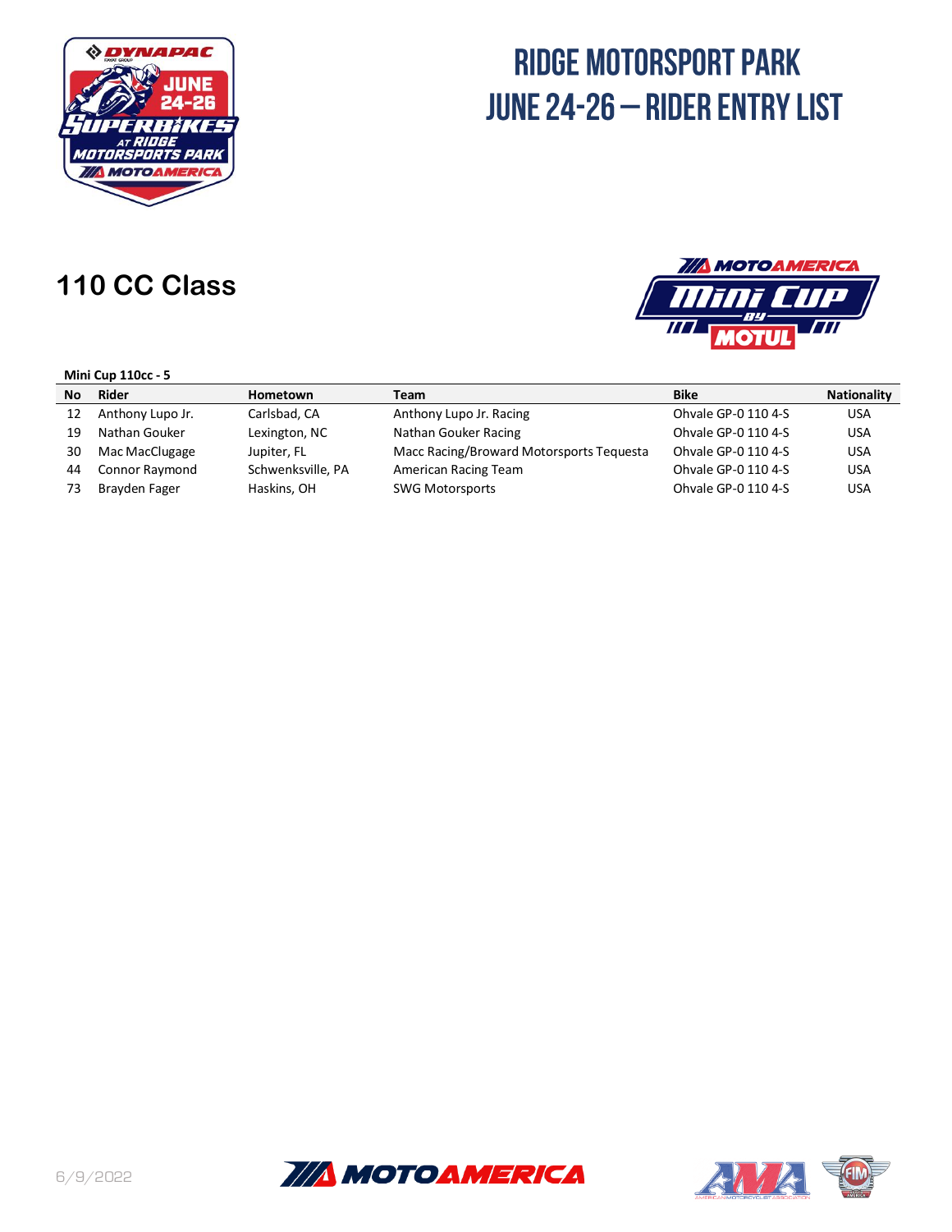# RIDGE MOTORSPORT PARK
# JUNE 24-26 – RIDER ENTRY LIST

## 110 CC Class

**Mini Cup 110cc - 5**

| No | Rider | Hometown | Team | Bike | Nationality |
|---|---|---|---|---|---|
| 12 | Anthony Lupo Jr. | Carlsbad, CA | Anthony Lupo Jr. Racing | Ohvale GP-0 110 4-S | USA |
| 19 | Nathan Gouker | Lexington, NC | Nathan Gouker Racing | Ohvale GP-0 110 4-S | USA |
| 30 | Mac MacClugage | Jupiter, FL | Macc Racing/Broward Motorsports Tequesta | Ohvale GP-0 110 4-S | USA |
| 44 | Connor Raymond | Schwenksville, PA | American Racing Team | Ohvale GP-0 110 4-S | USA |
| 73 | Brayden Fager | Haskins, OH | SWG Motorsports | Ohvale GP-0 110 4-S | USA |

6/9/2022